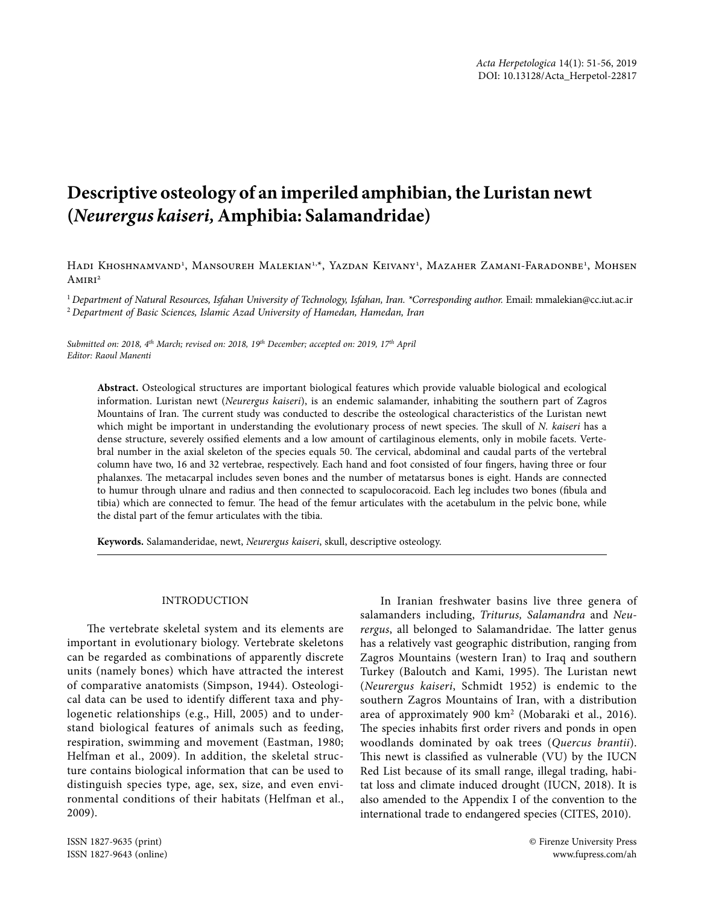# Descriptive osteology of an imperiled amphibian, the Luristan newt (*Neurergus kaiseri*, Amphibia: Salamandridae)

Hadi Khoshnamvand[1], Mansoureh Malekian[1,*], Yazdan Keivany[1], Mazaher Zamani-Faradonbe[1], Mohsen Amiri[2]

[1] *Department of Natural Resources, Isfahan University of Technology, Isfahan, Iran. \*Corresponding author.* Email: mmalekian@cc.iut.ac.ir
[2] *Department of Basic Sciences, Islamic Azad University of Hamedan, Hamedan, Iran*

*Submitted on: 2018, 4th March; revised on: 2018, 19th December; accepted on: 2019, 17th April*
*Editor: Raoul Manenti*

**Abstract.** Osteological structures are important biological features which provide valuable biological and ecological information. Luristan newt (*Neurergus kaiseri*), is an endemic salamander, inhabiting the southern part of Zagros Mountains of Iran. The current study was conducted to describe the osteological characteristics of the Luristan newt which might be important in understanding the evolutionary process of newt species. The skull of *N. kaiseri* has a dense structure, severely ossified elements and a low amount of cartilaginous elements, only in mobile facets. Vertebral number in the axial skeleton of the species equals 50. The cervical, abdominal and caudal parts of the vertebral column have two, 16 and 32 vertebrae, respectively. Each hand and foot consisted of four fingers, having three or four phalanxes. The metacarpal includes seven bones and the number of metatarsus bones is eight. Hands are connected to humur through ulnare and radius and then connected to scapulocoracoid. Each leg includes two bones (fibula and tibia) which are connected to femur. The head of the femur articulates with the acetabulum in the pelvic bone, while the distal part of the femur articulates with the tibia.

**Keywords.** Salamanderidae, newt, *Neurergus kaiseri*, skull, descriptive osteology.

## INTRODUCTION

The vertebrate skeletal system and its elements are important in evolutionary biology. Vertebrate skeletons can be regarded as combinations of apparently discrete units (namely bones) which have attracted the interest of comparative anatomists (Simpson, 1944). Osteological data can be used to identify different taxa and phylogenetic relationships (e.g., Hill, 2005) and to understand biological features of animals such as feeding, respiration, swimming and movement (Eastman, 1980; Helfman et al., 2009). In addition, the skeletal structure contains biological information that can be used to distinguish species type, age, sex, size, and even environmental conditions of their habitats (Helfman et al., 2009).

In Iranian freshwater basins live three genera of salamanders including, *Triturus, Salamandra* and *Neurergus*, all belonged to Salamandridae. The latter genus has a relatively vast geographic distribution, ranging from Zagros Mountains (western Iran) to Iraq and southern Turkey (Baloutch and Kami, 1995). The Luristan newt (*Neurergus kaiseri*, Schmidt 1952) is endemic to the southern Zagros Mountains of Iran, with a distribution area of approximately 900 km$^2$ (Mobaraki et al., 2016). The species inhabits first order rivers and ponds in open woodlands dominated by oak trees (*Quercus brantii*). This newt is classified as vulnerable (VU) by the IUCN Red List because of its small range, illegal trading, habitat loss and climate induced drought (IUCN, 2018). It is also amended to the Appendix I of the convention to the international trade to endangered species (CITES, 2010).

ISSN 1827-9635 (print)
ISSN 1827-9643 (online)

© Firenze University Press
www.fupress.com/ah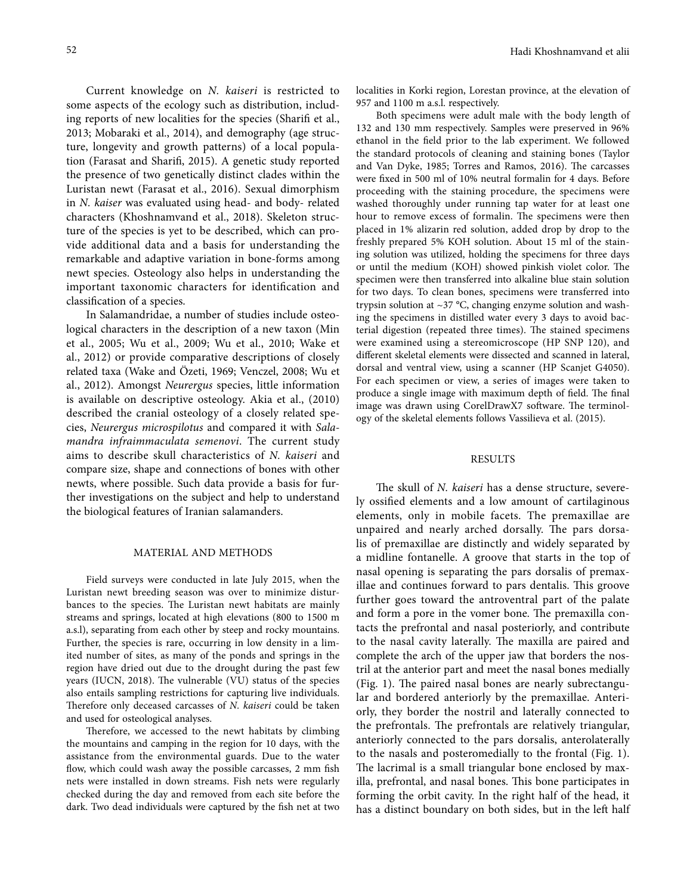Current knowledge on *N. kaiseri* is restricted to some aspects of the ecology such as distribution, including reports of new localities for the species (Sharifi et al., 2013; Mobaraki et al., 2014), and demography (age structure, longevity and growth patterns) of a local population (Farasat and Sharifi, 2015). A genetic study reported the presence of two genetically distinct clades within the Luristan newt (Farasat et al., 2016). Sexual dimorphism in *N. kaiser* was evaluated using head- and body- related characters (Khoshnamvand et al., 2018). Skeleton structure of the species is yet to be described, which can provide additional data and a basis for understanding the remarkable and adaptive variation in bone-forms among newt species. Osteology also helps in understanding the important taxonomic characters for identification and classification of a species.

In Salamandridae, a number of studies include osteological characters in the description of a new taxon (Min et al., 2005; Wu et al., 2009; Wu et al., 2010; Wake et al., 2012) or provide comparative descriptions of closely related taxa (Wake and Özeti, 1969; Venczel, 2008; Wu et al., 2012). Amongst *Neurergus* species, little information is available on descriptive osteology. Akia et al., (2010) described the cranial osteology of a closely related species, *Neurergus microspilotus* and compared it with *Salamandra infraimmaculata semenovi*. The current study aims to describe skull characteristics of *N. kaiseri* and compare size, shape and connections of bones with other newts, where possible. Such data provide a basis for further investigations on the subject and help to understand the biological features of Iranian salamanders.

## MATERIAL AND METHODS

Field surveys were conducted in late July 2015, when the Luristan newt breeding season was over to minimize disturbances to the species. The Luristan newt habitats are mainly streams and springs, located at high elevations (800 to 1500 m a.s.l), separating from each other by steep and rocky mountains. Further, the species is rare, occurring in low density in a limited number of sites, as many of the ponds and springs in the region have dried out due to the drought during the past few years (IUCN, 2018). The vulnerable (VU) status of the species also entails sampling restrictions for capturing live individuals. Therefore only deceased carcasses of *N. kaiseri* could be taken and used for osteological analyses.

Therefore, we accessed to the newt habitats by climbing the mountains and camping in the region for 10 days, with the assistance from the environmental guards. Due to the water flow, which could wash away the possible carcasses, 2 mm fish nets were installed in down streams. Fish nets were regularly checked during the day and removed from each site before the dark. Two dead individuals were captured by the fish net at two localities in Korki region, Lorestan province, at the elevation of 957 and 1100 m a.s.l. respectively.

Both specimens were adult male with the body length of 132 and 130 mm respectively. Samples were preserved in 96% ethanol in the field prior to the lab experiment. We followed the standard protocols of cleaning and staining bones (Taylor and Van Dyke, 1985; Torres and Ramos, 2016). The carcasses were fixed in 500 ml of 10% neutral formalin for 4 days. Before proceeding with the staining procedure, the specimens were washed thoroughly under running tap water for at least one hour to remove excess of formalin. The specimens were then placed in 1% alizarin red solution, added drop by drop to the freshly prepared 5% KOH solution. About 15 ml of the staining solution was utilized, holding the specimens for three days or until the medium (KOH) showed pinkish violet color. The specimen were then transferred into alkaline blue stain solution for two days. To clean bones, specimens were transferred into trypsin solution at ~37 °C, changing enzyme solution and washing the specimens in distilled water every 3 days to avoid bacterial digestion (repeated three times). The stained specimens were examined using a stereomicroscope (HP SNP 120), and different skeletal elements were dissected and scanned in lateral, dorsal and ventral view, using a scanner (HP Scanjet G4050). For each specimen or view, a series of images were taken to produce a single image with maximum depth of field. The final image was drawn using CorelDrawX7 software. The terminology of the skeletal elements follows Vassilieva et al. (2015).

## RESULTS

The skull of *N. kaiseri* has a dense structure, severely ossified elements and a low amount of cartilaginous elements, only in mobile facets. The premaxillae are unpaired and nearly arched dorsally. The pars dorsalis of premaxillae are distinctly and widely separated by a midline fontanelle. A groove that starts in the top of nasal opening is separating the pars dorsalis of premaxillae and continues forward to pars dentalis. This groove further goes toward the antroventral part of the palate and form a pore in the vomer bone. The premaxilla contacts the prefrontal and nasal posteriorly, and contribute to the nasal cavity laterally. The maxilla are paired and complete the arch of the upper jaw that borders the nostril at the anterior part and meet the nasal bones medially (Fig. 1). The paired nasal bones are nearly subrectangular and bordered anteriorly by the premaxillae. Anteriorly, they border the nostril and laterally connected to the prefrontals. The prefrontals are relatively triangular, anteriorly connected to the pars dorsalis, anterolaterally to the nasals and posteromedially to the frontal (Fig. 1). The lacrimal is a small triangular bone enclosed by maxilla, prefrontal, and nasal bones. This bone participates in forming the orbit cavity. In the right half of the head, it has a distinct boundary on both sides, but in the left half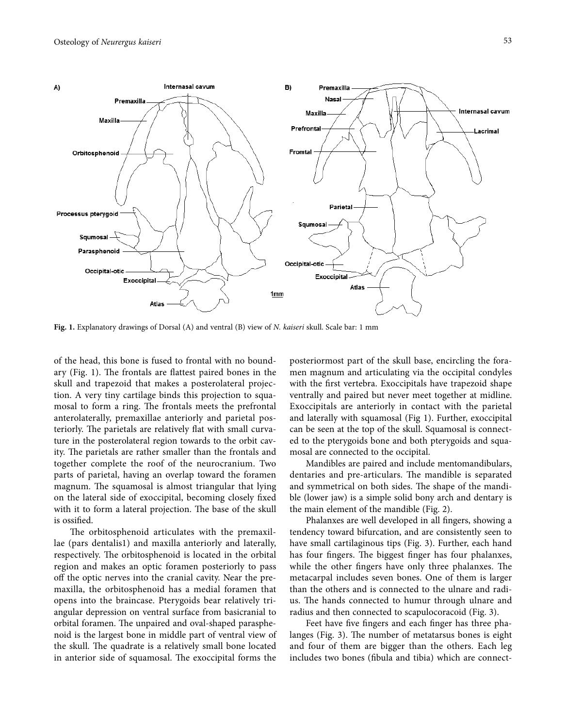**Fig. 1.** Explanatory drawings of Dorsal (A) and ventral (B) view of *N. kaiseri* skull. Scale bar: 1 mm

of the head, this bone is fused to frontal with no boundary (Fig. 1). The frontals are flattest paired bones in the skull and trapezoid that makes a posterolateral projection. A very tiny cartilage binds this projection to squamosal to form a ring. The frontals meets the prefrontal anterolaterally, premaxillae anteriorly and parietal posteriorly. The parietals are relatively flat with small curvature in the posterolateral region towards to the orbit cavity. The parietals are rather smaller than the frontals and together complete the roof of the neurocranium. Two parts of parietal, having an overlap toward the foramen magnum. The squamosal is almost triangular that lying on the lateral side of exoccipital, becoming closely fixed with it to form a lateral projection. The base of the skull is ossified.

The orbitosphenoid articulates with the premaxillae (pars dentalis1) and maxilla anteriorly and laterally, respectively. The orbitosphenoid is located in the orbital region and makes an optic foramen posteriorly to pass off the optic nerves into the cranial cavity. Near the premaxilla, the orbitosphenoid has a medial foramen that opens into the braincase. Pterygoids bear relatively triangular depression on ventral surface from basicranial to orbital foramen. The unpaired and oval-shaped parasphenoid is the largest bone in middle part of ventral view of the skull. The quadrate is a relatively small bone located in anterior side of squamosal. The exoccipital forms the posteriormost part of the skull base, encircling the foramen magnum and articulating via the occipital condyles with the first vertebra. Exoccipitals have trapezoid shape ventrally and paired but never meet together at midline. Exoccipitals are anteriorly in contact with the parietal and laterally with squamosal (Fig 1). Further, exoccipital can be seen at the top of the skull. Squamosal is connected to the pterygoids bone and both pterygoids and squamosal are connected to the occipital.

Mandibles are paired and include mentomandibulars, dentaries and pre-articulars. The mandible is separated and symmetrical on both sides. The shape of the mandible (lower jaw) is a simple solid bony arch and dentary is the main element of the mandible (Fig. 2).

Phalanxes are well developed in all fingers, showing a tendency toward bifurcation, and are consistently seen to have small cartilaginous tips (Fig. 3). Further, each hand has four fingers. The biggest finger has four phalanxes, while the other fingers have only three phalanxes. The metacarpal includes seven bones. One of them is larger than the others and is connected to the ulnare and radius. The hands connected to humur through ulnare and radius and then connected to scapulocoracoid (Fig. 3).

Feet have five fingers and each finger has three phalanges (Fig. 3). The number of metatarsus bones is eight and four of them are bigger than the others. Each leg includes two bones (fibula and tibia) which are connect-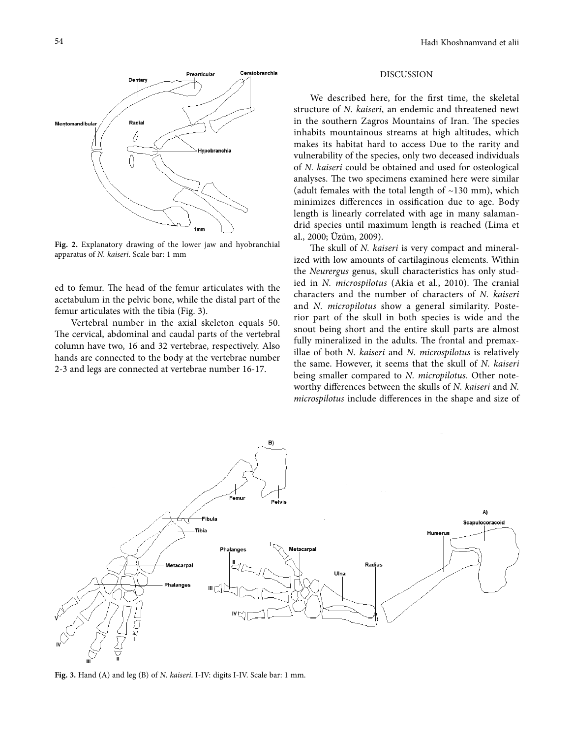**Fig. 2.** Explanatory drawing of the lower jaw and hyobranchial apparatus of *N. kaiseri*. Scale bar: 1 mm

ed to femur. The head of the femur articulates with the acetabulum in the pelvic bone, while the distal part of the femur articulates with the tibia (Fig. 3).

Vertebral number in the axial skeleton equals 50. The cervical, abdominal and caudal parts of the vertebral column have two, 16 and 32 vertebrae, respectively. Also hands are connected to the body at the vertebrae number 2-3 and legs are connected at vertebrae number 16-17.

## DISCUSSION

We described here, for the first time, the skeletal structure of *N. kaiseri*, an endemic and threatened newt in the southern Zagros Mountains of Iran. The species inhabits mountainous streams at high altitudes, which makes its habitat hard to access Due to the rarity and vulnerability of the species, only two deceased individuals of *N. kaiseri* could be obtained and used for osteological analyses. The two specimens examined here were similar (adult females with the total length of ~130 mm), which minimizes differences in ossification due to age. Body length is linearly correlated with age in many salamandrid species until maximum length is reached (Lima et al., 2000; Üzüm, 2009).

The skull of *N. kaiseri* is very compact and mineralized with low amounts of cartilaginous elements. Within the *Neurergus* genus, skull characteristics has only studied in *N. microspilotus* (Akia et al., 2010). The cranial characters and the number of characters of *N. kaiseri* and *N. micropilotus* show a general similarity. Posterior part of the skull in both species is wide and the snout being short and the entire skull parts are almost fully mineralized in the adults. The frontal and premaxillae of both *N. kaiseri* and *N. microspilotus* is relatively the same. However, it seems that the skull of *N. kaiseri* being smaller compared to *N. micropilotus*. Other noteworthy differences between the skulls of *N. kaiseri* and *N. microspilotus* include differences in the shape and size of

**Fig. 3.** Hand (A) and leg (B) of *N. kaiseri*. I-IV: digits I-IV. Scale bar: 1 mm.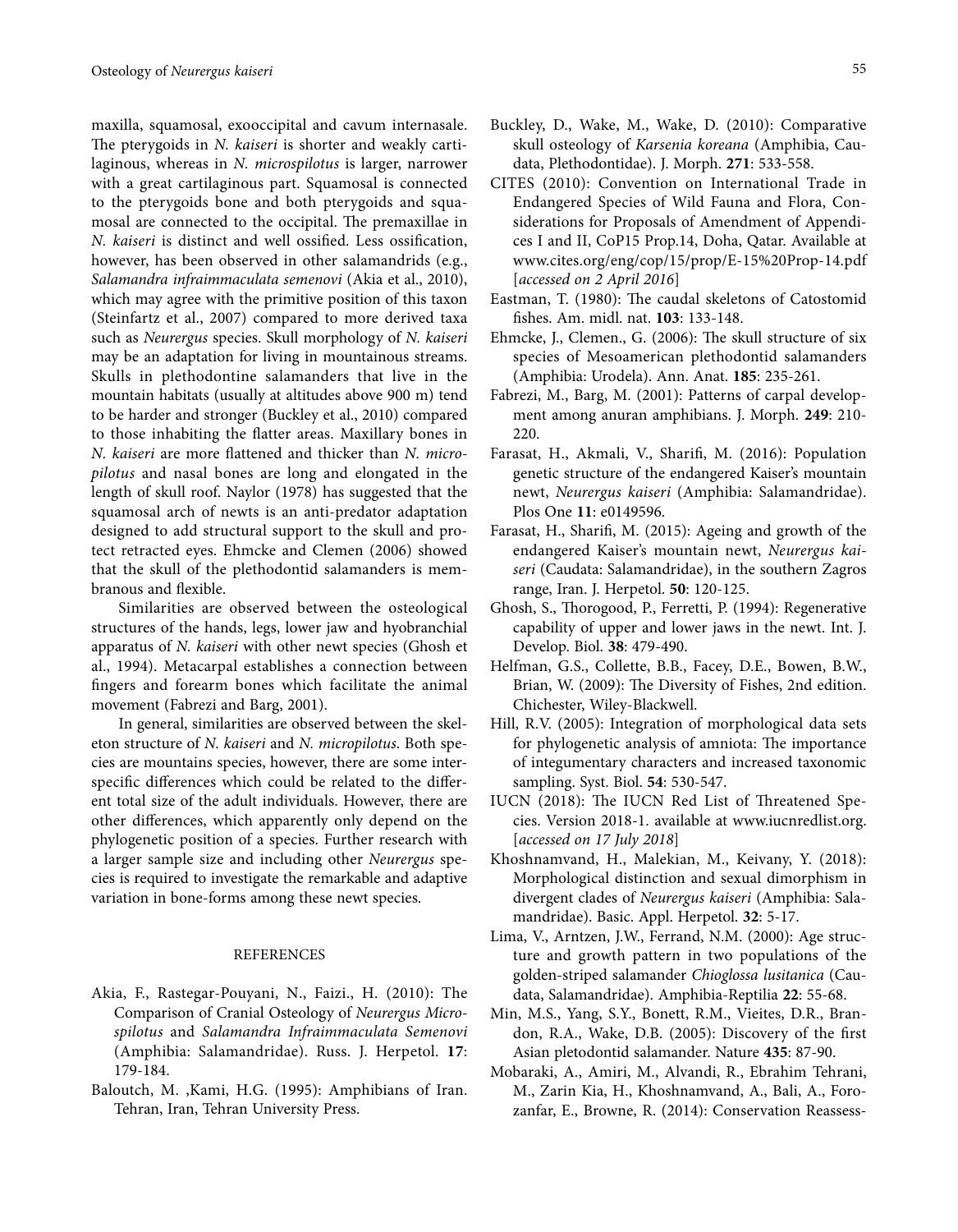maxilla, squamosal, exooccipital and cavum internasale. The pterygoids in *N. kaiseri* is shorter and weakly cartilaginous, whereas in *N. microspilotus* is larger, narrower with a great cartilaginous part. Squamosal is connected to the pterygoids bone and both pterygoids and squamosal are connected to the occipital. The premaxillae in *N. kaiseri* is distinct and well ossified. Less ossification, however, has been observed in other salamandrids (e.g., *Salamandra infraimmaculata semenovi* (Akia et al., 2010), which may agree with the primitive position of this taxon (Steinfartz et al., 2007) compared to more derived taxa such as *Neurergus* species. Skull morphology of *N. kaiseri* may be an adaptation for living in mountainous streams. Skulls in plethodontine salamanders that live in the mountain habitats (usually at altitudes above 900 m) tend to be harder and stronger (Buckley et al., 2010) compared to those inhabiting the flatter areas. Maxillary bones in *N. kaiseri* are more flattened and thicker than *N. micropilotus* and nasal bones are long and elongated in the length of skull roof. Naylor (1978) has suggested that the squamosal arch of newts is an anti-predator adaptation designed to add structural support to the skull and protect retracted eyes. Ehmcke and Clemen (2006) showed that the skull of the plethodontid salamanders is membranous and flexible.

Similarities are observed between the osteological structures of the hands, legs, lower jaw and hyobranchial apparatus of *N. kaiseri* with other newt species (Ghosh et al., 1994). Metacarpal establishes a connection between fingers and forearm bones which facilitate the animal movement (Fabrezi and Barg, 2001).

In general, similarities are observed between the skeleton structure of *N. kaiseri* and *N. micropilotus*. Both species are mountains species, however, there are some interspecific differences which could be related to the different total size of the adult individuals. However, there are other differences, which apparently only depend on the phylogenetic position of a species. Further research with a larger sample size and including other *Neurergus* species is required to investigate the remarkable and adaptive variation in bone-forms among these newt species.

## REFERENCES

Akia, F., Rastegar-Pouyani, N., Faizi., H. (2010): The Comparison of Cranial Osteology of *Neurergus Microspilotus* and *Salamandra Infraimmaculata Semenovi* (Amphibia: Salamandridae). Russ. J. Herpetol. **17**: 179-184.

Baloutch, M. ,Kami, H.G. (1995): Amphibians of Iran. Tehran, Iran, Tehran University Press.

Buckley, D., Wake, M., Wake, D. (2010): Comparative skull osteology of *Karsenia koreana* (Amphibia, Caudata, Plethodontidae). J. Morph. **271**: 533-558.

CITES (2010): Convention on International Trade in Endangered Species of Wild Fauna and Flora, Considerations for Proposals of Amendment of Appendices I and II, CoP15 Prop.14, Doha, Qatar. Available at www.cites.org/eng/cop/15/prop/E-15%20Prop-14.pdf [*accessed on 2 April 2016*]

Eastman, T. (1980): The caudal skeletons of Catostomid fishes. Am. midl. nat. **103**: 133-148.

Ehmcke, J., Clemen., G. (2006): The skull structure of six species of Mesoamerican plethodontid salamanders (Amphibia: Urodela). Ann. Anat. **185**: 235-261.

Fabrezi, M., Barg, M. (2001): Patterns of carpal development among anuran amphibians. J. Morph. **249**: 210-220.

Farasat, H., Akmali, V., Sharifi, M. (2016): Population genetic structure of the endangered Kaiser's mountain newt, *Neurergus kaiseri* (Amphibia: Salamandridae). Plos One **11**: e0149596.

Farasat, H., Sharifi, M. (2015): Ageing and growth of the endangered Kaiser's mountain newt, *Neurergus kaiseri* (Caudata: Salamandridae), in the southern Zagros range, Iran. J. Herpetol. **50**: 120-125.

Ghosh, S., Thorogood, P., Ferretti, P. (1994): Regenerative capability of upper and lower jaws in the newt. Int. J. Develop. Biol. **38**: 479-490.

Helfman, G.S., Collette, B.B., Facey, D.E., Bowen, B.W., Brian, W. (2009): The Diversity of Fishes, 2nd edition. Chichester, Wiley-Blackwell.

Hill, R.V. (2005): Integration of morphological data sets for phylogenetic analysis of amniota: The importance of integumentary characters and increased taxonomic sampling. Syst. Biol. **54**: 530-547.

IUCN (2018): The IUCN Red List of Threatened Species. Version 2018-1. available at www.iucnredlist.org. [*accessed on 17 July 2018*]

Khoshnamvand, H., Malekian, M., Keivany, Y. (2018): Morphological distinction and sexual dimorphism in divergent clades of *Neurergus kaiseri* (Amphibia: Salamandridae). Basic. Appl. Herpetol. **32**: 5-17.

Lima, V., Arntzen, J.W., Ferrand, N.M. (2000): Age structure and growth pattern in two populations of the golden-striped salamander *Chioglossa lusitanica* (Caudata, Salamandridae). Amphibia-Reptilia **22**: 55-68.

Min, M.S., Yang, S.Y., Bonett, R.M., Vieites, D.R., Brandon, R.A., Wake, D.B. (2005): Discovery of the first Asian pletodontid salamander. Nature **435**: 87-90.

Mobaraki, A., Amiri, M., Alvandi, R., Ebrahim Tehrani, M., Zarin Kia, H., Khoshnamvand, A., Bali, A., Forozanfar, E., Browne, R. (2014): Conservation Reassess-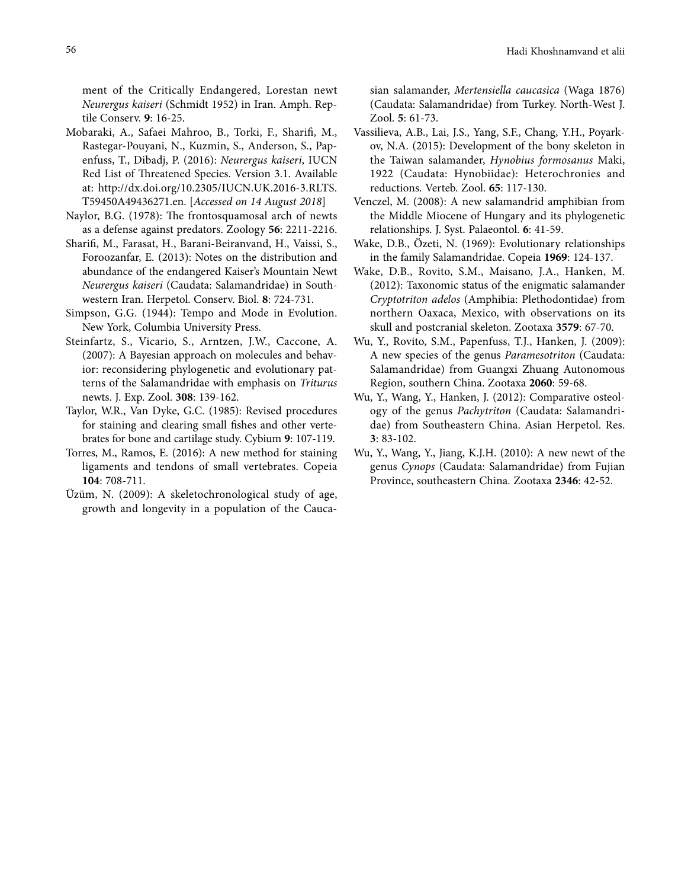ment of the Critically Endangered, Lorestan newt *Neurergus kaiseri* (Schmidt 1952) in Iran. Amph. Reptile Conserv. **9**: 16-25.

Mobaraki, A., Safaei Mahroo, B., Torki, F., Sharifi, M., Rastegar-Pouyani, N., Kuzmin, S., Anderson, S., Papenfuss, T., Dibadj, P. (2016): *Neurergus kaiseri*, IUCN Red List of Threatened Species. Version 3.1. Available at: http://dx.doi.org/10.2305/IUCN.UK.2016-3.RLTS.T59450A49436271.en. [*Accessed on 14 August 2018*]

Naylor, B.G. (1978): The frontosquamosal arch of newts as a defense against predators. Zoology **56**: 2211-2216.

Sharifi, M., Farasat, H., Barani-Beiranvand, H., Vaissi, S., Foroozanfar, E. (2013): Notes on the distribution and abundance of the endangered Kaiser's Mountain Newt *Neurergus kaiseri* (Caudata: Salamandridae) in Southwestern Iran. Herpetol. Conserv. Biol. **8**: 724-731.

Simpson, G.G. (1944): Tempo and Mode in Evolution. New York, Columbia University Press.

Steinfartz, S., Vicario, S., Arntzen, J.W., Caccone, A. (2007): A Bayesian approach on molecules and behavior: reconsidering phylogenetic and evolutionary patterns of the Salamandridae with emphasis on *Triturus* newts. J. Exp. Zool. **308**: 139-162.

Taylor, W.R., Van Dyke, G.C. (1985): Revised procedures for staining and clearing small fishes and other vertebrates for bone and cartilage study. Cybium **9**: 107-119.

Torres, M., Ramos, E. (2016): A new method for staining ligaments and tendons of small vertebrates. Copeia **104**: 708-711.

Üzüm, N. (2009): A skeletochronological study of age, growth and longevity in a population of the Caucasian salamander, *Mertensiella caucasica* (Waga 1876) (Caudata: Salamandridae) from Turkey. North-West J. Zool. **5**: 61-73.

Vassilieva, A.B., Lai, J.S., Yang, S.F., Chang, Y.H., Poyarkov, N.A. (2015): Development of the bony skeleton in the Taiwan salamander, *Hynobius formosanus* Maki, 1922 (Caudata: Hynobiidae): Heterochronies and reductions. Verteb. Zool. **65**: 117-130.

Venczel, M. (2008): A new salamandrid amphibian from the Middle Miocene of Hungary and its phylogenetic relationships. J. Syst. Palaeontol. **6**: 41-59.

Wake, D.B., Özeti, N. (1969): Evolutionary relationships in the family Salamandridae. Copeia **1969**: 124-137.

Wake, D.B., Rovito, S.M., Maisano, J.A., Hanken, M. (2012): Taxonomic status of the enigmatic salamander *Cryptotriton adelos* (Amphibia: Plethodontidae) from northern Oaxaca, Mexico, with observations on its skull and postcranial skeleton. Zootaxa **3579**: 67-70.

Wu, Y., Rovito, S.M., Papenfuss, T.J., Hanken, J. (2009): A new species of the genus *Paramesotriton* (Caudata: Salamandridae) from Guangxi Zhuang Autonomous Region, southern China. Zootaxa **2060**: 59-68.

Wu, Y., Wang, Y., Hanken, J. (2012): Comparative osteology of the genus *Pachytriton* (Caudata: Salamandridae) from Southeastern China. Asian Herpetol. Res. **3**: 83-102.

Wu, Y., Wang, Y., Jiang, K.J.H. (2010): A new newt of the genus *Cynops* (Caudata: Salamandridae) from Fujian Province, southeastern China. Zootaxa **2346**: 42-52.